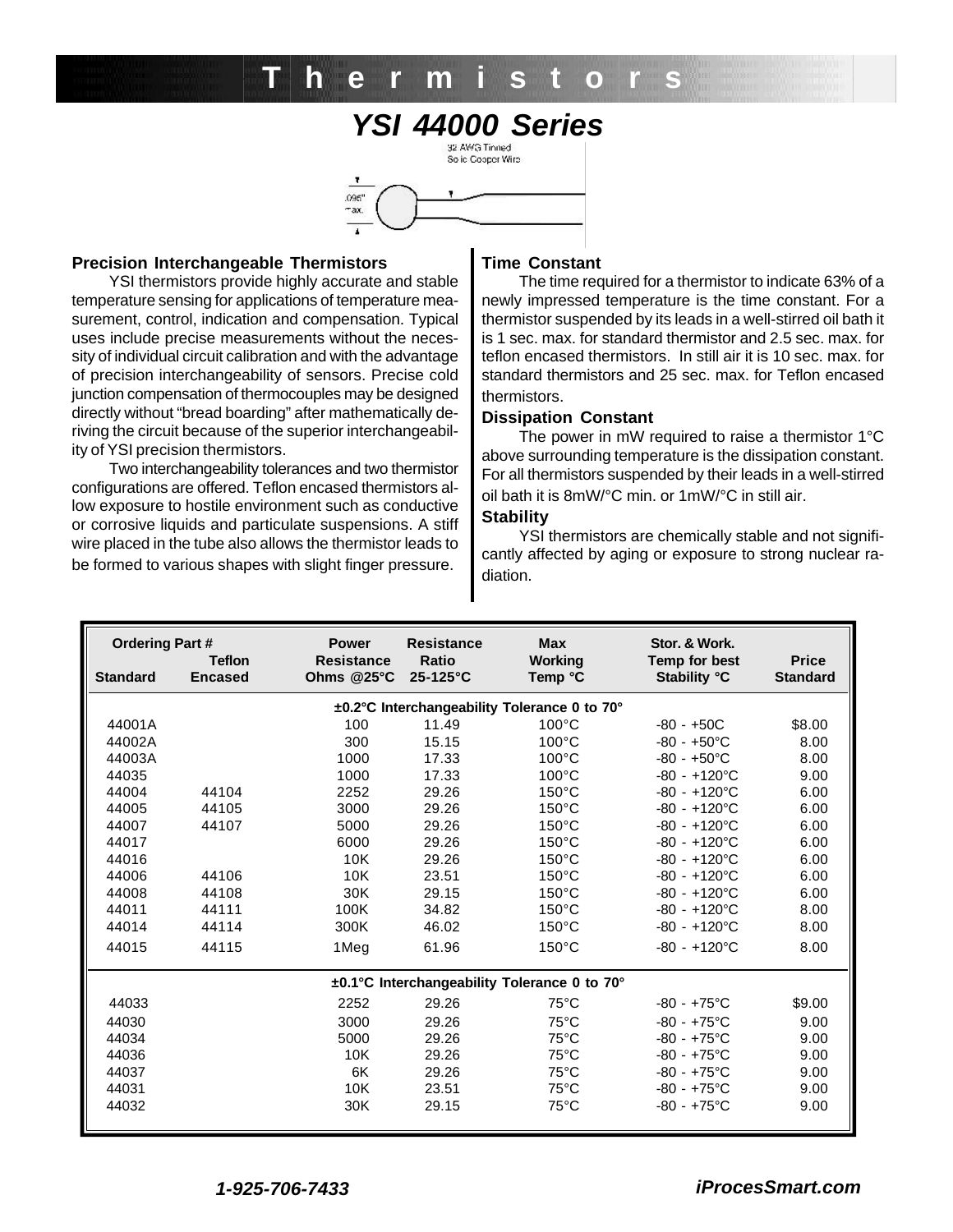# Thermistors

## YSI 44000 Series

32 AWG Tinned Solid Copper Wire

.095" max.

### Precision Interchangeable Thermistors

YSI thermistors provide highly accurate and stable temperature sensing for applications of temperature measurement, control, indication and compensation. Typical uses include precise measurements without the necessity of individual circuit calibration and with the advantage of precision interchangeability of sensors. Precise cold junction compensation of thermocouples may be designed directly without "bread boarding" after mathematically deriving the circuit because of the superior interchangeability of YSI precision thermistors.

Two interchangeability tolerances and two thermistor configurations are offered. Teflon encased thermistors allow exposure to hostile environment such as conductive or corrosive liquids and particulate suspensions. A stiff wire placed in the tube also allows the thermistor leads to be formed to various shapes with slight finger pressure.

### Time Constant

The time required for a thermistor to indicate 63% of a newly impressed temperature is the time constant. For a thermistor suspended by its leads in a well-stirred oil bath it is 1 sec. max. for standard thermistor and 2.5 sec. max. for teflon encased thermistors. In still air it is 10 sec. max. for standard thermistors and 25 sec. max. for Teflon encased thermistors.

### Dissipation Constant

The power in mW required to raise a thermistor 1°C above surrounding temperature is the dissipation constant. For all thermistors suspended by their leads in a well-stirred oil bath it is 8mW/°C min. or 1mW/°C in still air.

### Stability

YSI thermistors are chemically stable and not significantly affected by aging or exposure to strong nuclear radiation.

| Ordering Part # Standard | Teflon Encased | Power Resistance Ohms @25°C | Resistance Ratio 25-125°C | Max Working Temp °C | Stor. & Work. Temp for best Stability °C | Price Standard |
|---|---|---|---|---|---|---|
| | | **±0.2°C Interchangeability Tolerance 0 to 70°** | | | | |
| 44001A | | 100 | 11.49 | 100°C | -80 - +50C | $8.00 |
| 44002A | | 300 | 15.15 | 100°C | -80 - +50°C | 8.00 |
| 44003A | | 1000 | 17.33 | 100°C | -80 - +50°C | 8.00 |
| 44035 | | 1000 | 17.33 | 100°C | -80 - +120°C | 9.00 |
| 44004 | 44104 | 2252 | 29.26 | 150°C | -80 - +120°C | 6.00 |
| 44005 | 44105 | 3000 | 29.26 | 150°C | -80 - +120°C | 6.00 |
| 44007 | 44107 | 5000 | 29.26 | 150°C | -80 - +120°C | 6.00 |
| 44017 | | 6000 | 29.26 | 150°C | -80 - +120°C | 6.00 |
| 44016 | | 10K | 29.26 | 150°C | -80 - +120°C | 6.00 |
| 44006 | 44106 | 10K | 23.51 | 150°C | -80 - +120°C | 6.00 |
| 44008 | 44108 | 30K | 29.15 | 150°C | -80 - +120°C | 6.00 |
| 44011 | 44111 | 100K | 34.82 | 150°C | -80 - +120°C | 8.00 |
| 44014 | 44114 | 300K | 46.02 | 150°C | -80 - +120°C | 8.00 |
| 44015 | 44115 | 1Meg | 61.96 | 150°C | -80 - +120°C | 8.00 |
| | | **±0.1°C Interchangeability Tolerance 0 to 70°** | | | | |
| 44033 | | 2252 | 29.26 | 75°C | -80 - +75°C | $9.00 |
| 44030 | | 3000 | 29.26 | 75°C | -80 - +75°C | 9.00 |
| 44034 | | 5000 | 29.26 | 75°C | -80 - +75°C | 9.00 |
| 44036 | | 10K | 29.26 | 75°C | -80 - +75°C | 9.00 |
| 44037 | | 6K | 29.26 | 75°C | -80 - +75°C | 9.00 |
| 44031 | | 10K | 23.51 | 75°C | -80 - +75°C | 9.00 |
| 44032 | | 30K | 29.15 | 75°C | -80 - +75°C | 9.00 |

*1-925-706-7433* *iProcesSmart.com*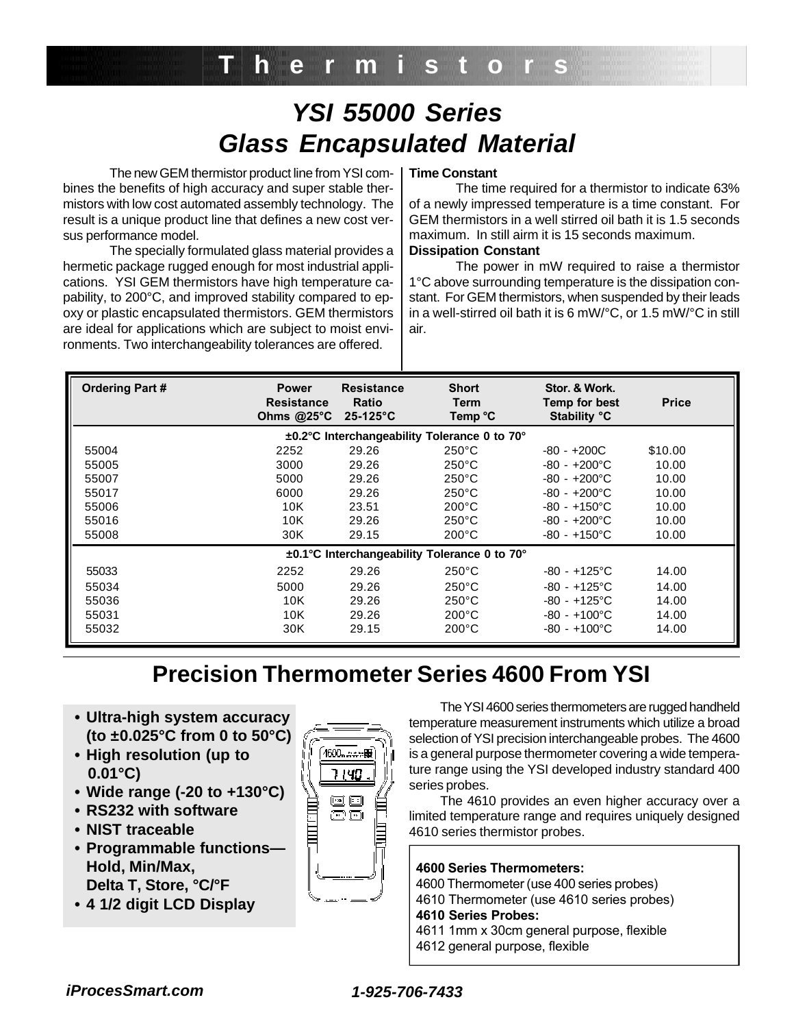# Thermistors

## *YSI 55000 Series Glass Encapsulated Material*

The new GEM thermistor product line from YSI combines the benefits of high accuracy and super stable thermistors with low cost automated assembly technology. The result is a unique product line that defines a new cost versus performance model.

The specially formulated glass material provides a hermetic package rugged enough for most industrial applications. YSI GEM thermistors have high temperature capability, to 200°C, and improved stability compared to epoxy or plastic encapsulated thermistors. GEM thermistors are ideal for applications which are subject to moist environments. Two interchangeability tolerances are offered.

**Time Constant**

The time required for a thermistor to indicate 63% of a newly impressed temperature is a time constant. For GEM thermistors in a well stirred oil bath it is 1.5 seconds maximum. In still airm it is 15 seconds maximum.

**Dissipation Constant**

The power in mW required to raise a thermistor 1°C above surrounding temperature is the dissipation constant. For GEM thermistors, when suspended by their leads in a well-stirred oil bath it is 6 mW/°C, or 1.5 mW/°C in still air.

| Ordering Part # | Power Resistance Ohms @25°C | Resistance Ratio 25-125°C | Short Term Temp °C | Stor. & Work. Temp for best Stability °C | Price |
|---|---|---|---|---|---|
| **±0.2°C Interchangeability Tolerance 0 to 70°** | | | | | |
| 55004 | 2252 | 29.26 | 250°C | -80 - +200C | $10.00 |
| 55005 | 3000 | 29.26 | 250°C | -80 - +200°C | 10.00 |
| 55007 | 5000 | 29.26 | 250°C | -80 - +200°C | 10.00 |
| 55017 | 6000 | 29.26 | 250°C | -80 - +200°C | 10.00 |
| 55006 | 10K | 23.51 | 200°C | -80 - +150°C | 10.00 |
| 55016 | 10K | 29.26 | 250°C | -80 - +200°C | 10.00 |
| 55008 | 30K | 29.15 | 200°C | -80 - +150°C | 10.00 |
| **±0.1°C Interchangeability Tolerance 0 to 70°** | | | | | |
| 55033 | 2252 | 29.26 | 250°C | -80 - +125°C | 14.00 |
| 55034 | 5000 | 29.26 | 250°C | -80 - +125°C | 14.00 |
| 55036 | 10K | 29.26 | 250°C | -80 - +125°C | 14.00 |
| 55031 | 10K | 29.26 | 200°C | -80 - +100°C | 14.00 |
| 55032 | 30K | 29.15 | 200°C | -80 - +100°C | 14.00 |

## Precision Thermometer Series 4600 From YSI

- **Ultra-high system accuracy (to ±0.025°C from 0 to 50°C)**
- **High resolution (up to 0.01°C)**
- **Wide range (-20 to +130°C)**
- **RS232 with software**
- **NIST traceable**
- **Programmable functions— Hold, Min/Max, Delta T, Store, °C/°F**
- **4 1/2 digit LCD Display**

The YSI 4600 series thermometers are rugged handheld temperature measurement instruments which utilize a broad selection of YSI precision interchangeable probes. The 4600 is a general purpose thermometer covering a wide temperature range using the YSI developed industry standard 400 series probes.

The 4610 provides an even higher accuracy over a limited temperature range and requires uniquely designed 4610 series thermistor probes.

**4600 Series Thermometers:**
4600 Thermometer (use 400 series probes)
4610 Thermometer (use 4610 series probes)
**4610 Series Probes:**
4611 1mm x 30cm general purpose, flexible
4612 general purpose, flexible